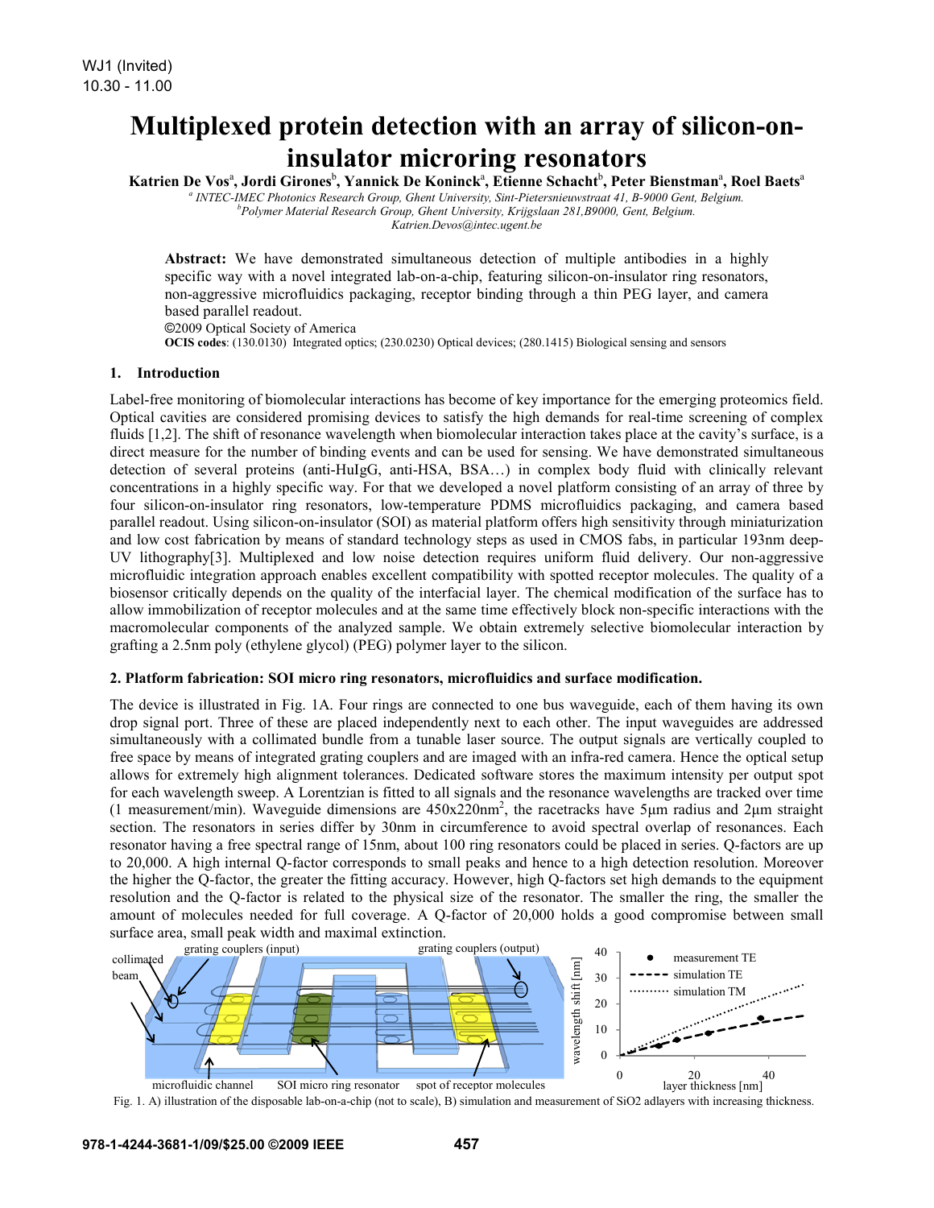WJ1 (Invited)
10.30 - 11.00

# Multiplexed protein detection with an array of silicon-on-insulator microring resonators

**Katrien De Vos[a], Jordi Girones[b], Yannick De Koninck[a], Etienne Schacht[b], Peter Bienstman[a], Roel Baets[a]**

*[a] INTEC-IMEC Photonics Research Group, Ghent University, Sint-Pietersnieuwstraat 41, B-9000 Gent, Belgium.*
*[b]Polymer Material Research Group, Ghent University, Krijgslaan 281,B9000, Gent, Belgium.*
*Katrien.Devos@intec.ugent.be*

**Abstract:** We have demonstrated simultaneous detection of multiple antibodies in a highly specific way with a novel integrated lab-on-a-chip, featuring silicon-on-insulator ring resonators, non-aggressive microfluidics packaging, receptor binding through a thin PEG layer, and camera based parallel readout.

©2009 Optical Society of America

**OCIS codes**: (130.0130) Integrated optics; (230.0230) Optical devices; (280.1415) Biological sensing and sensors

## 1. Introduction

Label-free monitoring of biomolecular interactions has become of key importance for the emerging proteomics field. Optical cavities are considered promising devices to satisfy the high demands for real-time screening of complex fluids [1,2]. The shift of resonance wavelength when biomolecular interaction takes place at the cavity's surface, is a direct measure for the number of binding events and can be used for sensing. We have demonstrated simultaneous detection of several proteins (anti-HuIgG, anti-HSA, BSA…) in complex body fluid with clinically relevant concentrations in a highly specific way. For that we developed a novel platform consisting of an array of three by four silicon-on-insulator ring resonators, low-temperature PDMS microfluidics packaging, and camera based parallel readout. Using silicon-on-insulator (SOI) as material platform offers high sensitivity through miniaturization and low cost fabrication by means of standard technology steps as used in CMOS fabs, in particular 193nm deep-UV lithography[3]. Multiplexed and low noise detection requires uniform fluid delivery. Our non-aggressive microfluidic integration approach enables excellent compatibility with spotted receptor molecules. The quality of a biosensor critically depends on the quality of the interfacial layer. The chemical modification of the surface has to allow immobilization of receptor molecules and at the same time effectively block non-specific interactions with the macromolecular components of the analyzed sample. We obtain extremely selective biomolecular interaction by grafting a 2.5nm poly (ethylene glycol) (PEG) polymer layer to the silicon.

## 2. Platform fabrication: SOI micro ring resonators, microfluidics and surface modification.

The device is illustrated in Fig. 1A. Four rings are connected to one bus waveguide, each of them having its own drop signal port. Three of these are placed independently next to each other. The input waveguides are addressed simultaneously with a collimated bundle from a tunable laser source. The output signals are vertically coupled to free space by means of integrated grating couplers and are imaged with an infra-red camera. Hence the optical setup allows for extremely high alignment tolerances. Dedicated software stores the maximum intensity per output spot for each wavelength sweep. A Lorentzian is fitted to all signals and the resonance wavelengths are tracked over time (1 measurement/min). Waveguide dimensions are 450x220nm$^2$, the racetracks have 5µm radius and 2µm straight section. The resonators in series differ by 30nm in circumference to avoid spectral overlap of resonances. Each resonator having a free spectral range of 15nm, about 100 ring resonators could be placed in series. Q-factors are up to 20,000. A high internal Q-factor corresponds to small peaks and hence to a high detection resolution. Moreover the higher the Q-factor, the greater the fitting accuracy. However, high Q-factors set high demands to the equipment resolution and the Q-factor is related to the physical size of the resonator. The smaller the ring, the smaller the amount of molecules needed for full coverage. A Q-factor of 20,000 holds a good compromise between small surface area, small peak width and maximal extinction.

Fig. 1. A) illustration of the disposable lab-on-a-chip (not to scale), B) simulation and measurement of SiO2 adlayers with increasing thickness.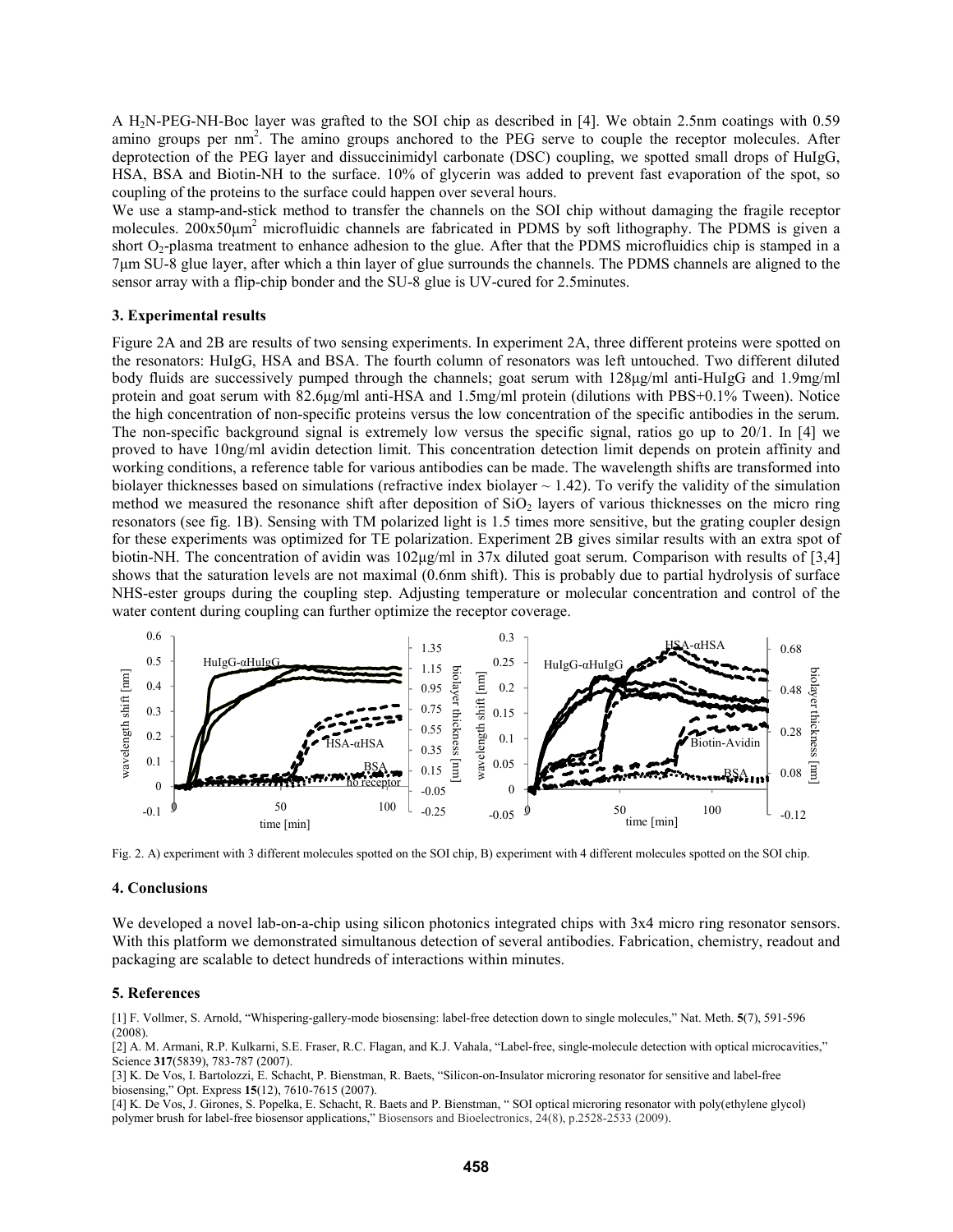A $H_2N$-PEG-NH-Boc layer was grafted to the SOI chip as described in [4]. We obtain 2.5nm coatings with 0.59 amino groups per $nm^2$. The amino groups anchored to the PEG serve to couple the receptor molecules. After deprotection of the PEG layer and dissuccinimidyl carbonate (DSC) coupling, we spotted small drops of HuIgG, HSA, BSA and Biotin-NH to the surface. 10% of glycerin was added to prevent fast evaporation of the spot, so coupling of the proteins to the surface could happen over several hours.

We use a stamp-and-stick method to transfer the channels on the SOI chip without damaging the fragile receptor molecules. $200x50\mu m^2$ microfluidic channels are fabricated in PDMS by soft lithography. The PDMS is given a short $O_2$-plasma treatment to enhance adhesion to the glue. After that the PDMS microfluidics chip is stamped in a 7μm SU-8 glue layer, after which a thin layer of glue surrounds the channels. The PDMS channels are aligned to the sensor array with a flip-chip bonder and the SU-8 glue is UV-cured for 2.5minutes.

### 3. Experimental results

Figure 2A and 2B are results of two sensing experiments. In experiment 2A, three different proteins were spotted on the resonators: HuIgG, HSA and BSA. The fourth column of resonators was left untouched. Two different diluted body fluids are successively pumped through the channels; goat serum with 128μg/ml anti-HuIgG and 1.9mg/ml protein and goat serum with 82.6μg/ml anti-HSA and 1.5mg/ml protein (dilutions with PBS+0.1% Tween). Notice the high concentration of non-specific proteins versus the low concentration of the specific antibodies in the serum. The non-specific background signal is extremely low versus the specific signal, ratios go up to 20/1. In [4] we proved to have 10ng/ml avidin detection limit. This concentration detection limit depends on protein affinity and working conditions, a reference table for various antibodies can be made. The wavelength shifts are transformed into biolayer thicknesses based on simulations (refractive index biolayer ~ 1.42). To verify the validity of the simulation method we measured the resonance shift after deposition of $SiO_2$ layers of various thicknesses on the micro ring resonators (see fig. 1B). Sensing with TM polarized light is 1.5 times more sensitive, but the grating coupler design for these experiments was optimized for TE polarization. Experiment 2B gives similar results with an extra spot of biotin-NH. The concentration of avidin was 102μg/ml in 37x diluted goat serum. Comparison with results of [3,4] shows that the saturation levels are not maximal (0.6nm shift). This is probably due to partial hydrolysis of surface NHS-ester groups during the coupling step. Adjusting temperature or molecular concentration and control of the water content during coupling can further optimize the receptor coverage.

wavelength shift [nm]
0.6
0.5
0.4
0.3
0.2
0.1
0
-0.1
0
50
100
time [min]
HuIgG-αHuIgG
HSA-αHSA
BSA
no receptor
biolayer thickness [nm]
1.35
1.15
0.95
0.75
0.55
0.35
0.15
-0.05
-0.25

wavelength shift [nm]
0.3
0.25
0.2
0.15
0.1
0.05
0
-0.05
0
50
100
time [min]
HuIgG-αHuIgG
HSA-αHSA
Biotin-Avidin
BSA
biolayer thickness [nm]
0.68
0.48
0.28
0.08
-0.12

Fig. 2. A) experiment with 3 different molecules spotted on the SOI chip, B) experiment with 4 different molecules spotted on the SOI chip.

### 4. Conclusions

We developed a novel lab-on-a-chip using silicon photonics integrated chips with 3x4 micro ring resonator sensors. With this platform we demonstrated simultanous detection of several antibodies. Fabrication, chemistry, readout and packaging are scalable to detect hundreds of interactions within minutes.

### 5. References

[1] F. Vollmer, S. Arnold, "Whispering-gallery-mode biosensing: label-free detection down to single molecules," Nat. Meth. **5**(7), 591-596 (2008).

[2] A. M. Armani, R.P. Kulkarni, S.E. Fraser, R.C. Flagan, and K.J. Vahala, "Label-free, single-molecule detection with optical microcavities," Science **317**(5839), 783-787 (2007).

[3] K. De Vos, I. Bartolozzi, E. Schacht, P. Bienstman, R. Baets, "Silicon-on-Insulator microring resonator for sensitive and label-free biosensing," Opt. Express **15**(12), 7610-7615 (2007).

[4] K. De Vos, J. Girones, S. Popelka, E. Schacht, R. Baets and P. Bienstman, " SOI optical microring resonator with poly(ethylene glycol) polymer brush for label-free biosensor applications," Biosensors and Bioelectronics, 24(8), p.2528-2533 (2009).